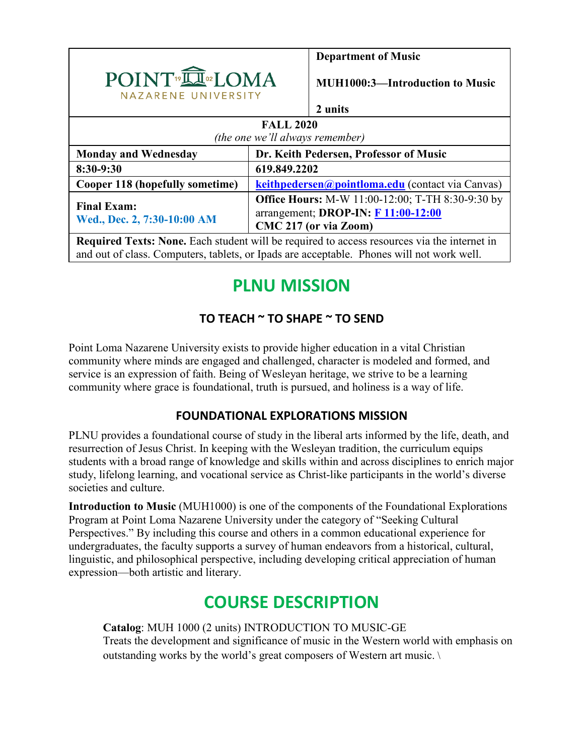| POINT LOMA NAZARENE UNIVERSITY | | **Department of Music**<br><br>**MUH1000:3—Introduction to Music**<br><br>**2 units** |
|---|---|---|
| **FALL 2020**<br>*(the one we'll always remember)* | | |
| **Monday and Wednesday** | **Dr. Keith Pedersen, Professor of Music** | |
| **8:30-9:30** | **619.849.2202** | |
| **Cooper 118 (hopefully sometime)** | **keithpedersen@pointloma.edu** (contact via Canvas) | |
| **Final Exam:**<br>**Wed., Dec. 2, 7:30-10:00 AM** | **Office Hours:** M-W 11:00-12:00; T-TH 8:30-9:30 by arrangement; **DROP-IN: F 11:00-12:00**<br>**CMC 217 (or via Zoom)** | |
| **Required Texts: None.** Each student will be required to access resources via the internet in and out of class. Computers, tablets, or Ipads are acceptable. Phones will not work well. | | |

# PLNU MISSION

### TO TEACH ~ TO SHAPE ~ TO SEND

Point Loma Nazarene University exists to provide higher education in a vital Christian community where minds are engaged and challenged, character is modeled and formed, and service is an expression of faith. Being of Wesleyan heritage, we strive to be a learning community where grace is foundational, truth is pursued, and holiness is a way of life.

### FOUNDATIONAL EXPLORATIONS MISSION

PLNU provides a foundational course of study in the liberal arts informed by the life, death, and resurrection of Jesus Christ. In keeping with the Wesleyan tradition, the curriculum equips students with a broad range of knowledge and skills within and across disciplines to enrich major study, lifelong learning, and vocational service as Christ-like participants in the world's diverse societies and culture.

**Introduction to Music** (MUH1000) is one of the components of the Foundational Explorations Program at Point Loma Nazarene University under the category of "Seeking Cultural Perspectives." By including this course and others in a common educational experience for undergraduates, the faculty supports a survey of human endeavors from a historical, cultural, linguistic, and philosophical perspective, including developing critical appreciation of human expression—both artistic and literary.

# COURSE DESCRIPTION

**Catalog**: MUH 1000 (2 units) INTRODUCTION TO MUSIC-GE
Treats the development and significance of music in the Western world with emphasis on outstanding works by the world's great composers of Western art music. \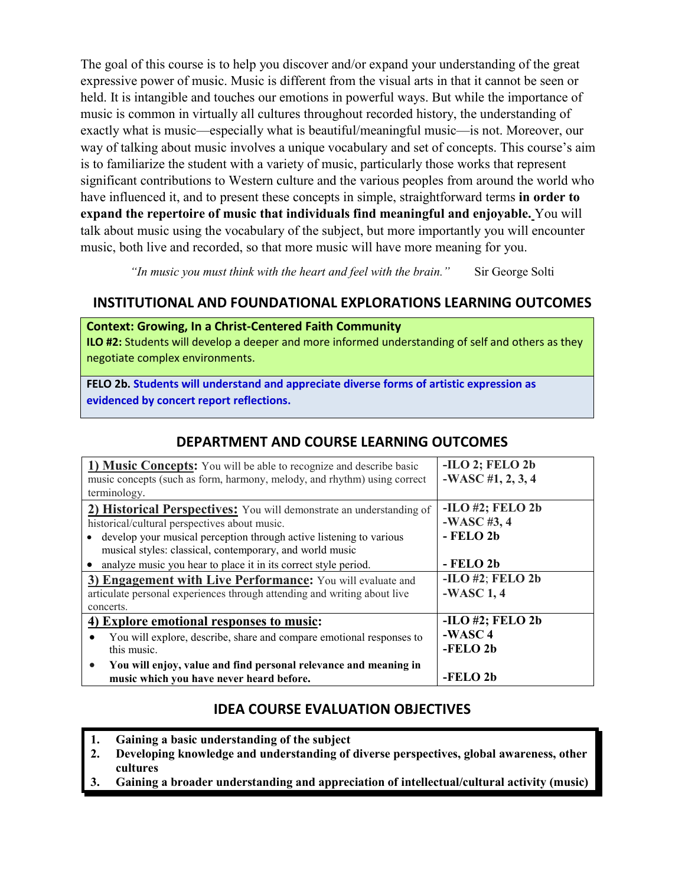The goal of this course is to help you discover and/or expand your understanding of the great expressive power of music. Music is different from the visual arts in that it cannot be seen or held. It is intangible and touches our emotions in powerful ways. But while the importance of music is common in virtually all cultures throughout recorded history, the understanding of exactly what is music—especially what is beautiful/meaningful music—is not. Moreover, our way of talking about music involves a unique vocabulary and set of concepts. This course's aim is to familiarize the student with a variety of music, particularly those works that represent significant contributions to Western culture and the various peoples from around the world who have influenced it, and to present these concepts in simple, straightforward terms **in order to expand the repertoire of music that individuals find meaningful and enjoyable.** You will talk about music using the vocabulary of the subject, but more importantly you will encounter music, both live and recorded, so that more music will have more meaning for you.

*"In music you must think with the heart and feel with the brain."* Sir George Solti

## INSTITUTIONAL AND FOUNDATIONAL EXPLORATIONS LEARNING OUTCOMES

**Context: Growing, In a Christ-Centered Faith Community**
**ILO #2:** Students will develop a deeper and more informed understanding of self and others as they negotiate complex environments.

**FELO 2b. Students will understand and appreciate diverse forms of artistic expression as evidenced by concert report reflections.**

## DEPARTMENT AND COURSE LEARNING OUTCOMES

| Outcome | Alignment |
|---|---|
| **1) Music Concepts:** You will be able to recognize and describe basic music concepts (such as form, harmony, melody, and rhythm) using correct terminology. | **-ILO 2; FELO 2b**<br>**-WASC #1, 2, 3, 4** |
| **2) Historical Perspectives:** You will demonstrate an understanding of historical/cultural perspectives about music.<br>• develop your musical perception through active listening to various musical styles: classical, contemporary, and world music<br>• analyze music you hear to place it in its correct style period. | **-ILO #2; FELO 2b**<br>**-WASC #3, 4**<br>**- FELO 2b**<br>**- FELO 2b** |
| **3) Engagement with Live Performance:** You will evaluate and articulate personal experiences through attending and writing about live concerts. | **-ILO #2; FELO 2b**<br>**-WASC 1, 4** |
| **4) Explore emotional responses to music:**<br>• You will explore, describe, share and compare emotional responses to this music.<br>• **You will enjoy, value and find personal relevance and meaning in music which you have never heard before.** | **-ILO #2; FELO 2b**<br>**-WASC 4**<br>**-FELO 2b**<br>**-FELO 2b** |

## IDEA COURSE EVALUATION OBJECTIVES

1. **Gaining a basic understanding of the subject**
2. **Developing knowledge and understanding of diverse perspectives, global awareness, other cultures**
3. **Gaining a broader understanding and appreciation of intellectual/cultural activity (music)**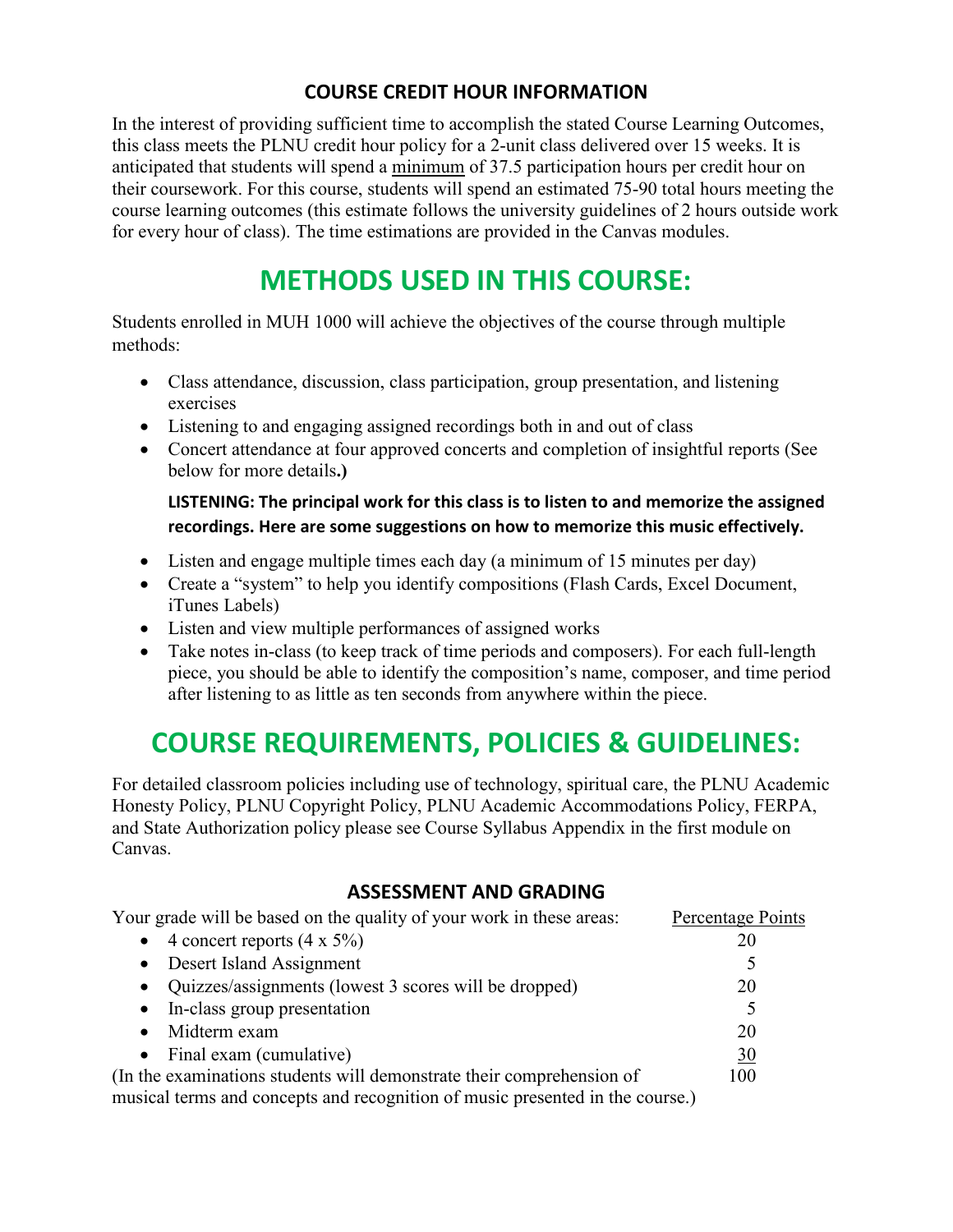### COURSE CREDIT HOUR INFORMATION

In the interest of providing sufficient time to accomplish the stated Course Learning Outcomes, this class meets the PLNU credit hour policy for a 2-unit class delivered over 15 weeks. It is anticipated that students will spend a minimum of 37.5 participation hours per credit hour on their coursework. For this course, students will spend an estimated 75-90 total hours meeting the course learning outcomes (this estimate follows the university guidelines of 2 hours outside work for every hour of class). The time estimations are provided in the Canvas modules.

# METHODS USED IN THIS COURSE:

Students enrolled in MUH 1000 will achieve the objectives of the course through multiple methods:

- Class attendance, discussion, class participation, group presentation, and listening exercises
- Listening to and engaging assigned recordings both in and out of class
- Concert attendance at four approved concerts and completion of insightful reports (See below for more details**.)**

**LISTENING: The principal work for this class is to listen to and memorize the assigned recordings. Here are some suggestions on how to memorize this music effectively.**

- Listen and engage multiple times each day (a minimum of 15 minutes per day)
- Create a "system" to help you identify compositions (Flash Cards, Excel Document, iTunes Labels)
- Listen and view multiple performances of assigned works
- Take notes in-class (to keep track of time periods and composers). For each full-length piece, you should be able to identify the composition's name, composer, and time period after listening to as little as ten seconds from anywhere within the piece.

# COURSE REQUIREMENTS, POLICIES & GUIDELINES:

For detailed classroom policies including use of technology, spiritual care, the PLNU Academic Honesty Policy, PLNU Copyright Policy, PLNU Academic Accommodations Policy, FERPA, and State Authorization policy please see Course Syllabus Appendix in the first module on Canvas.

### ASSESSMENT AND GRADING

| Your grade will be based on the quality of your work in these areas: | Percentage Points |
|---|---|
| • 4 concert reports (4 x 5%) | 20 |
| • Desert Island Assignment | 5 |
| • Quizzes/assignments (lowest 3 scores will be dropped) | 20 |
| • In-class group presentation | 5 |
| • Midterm exam | 20 |
| • Final exam (cumulative) | 30 |
| (In the examinations students will demonstrate their comprehension of musical terms and concepts and recognition of music presented in the course.) | 100 |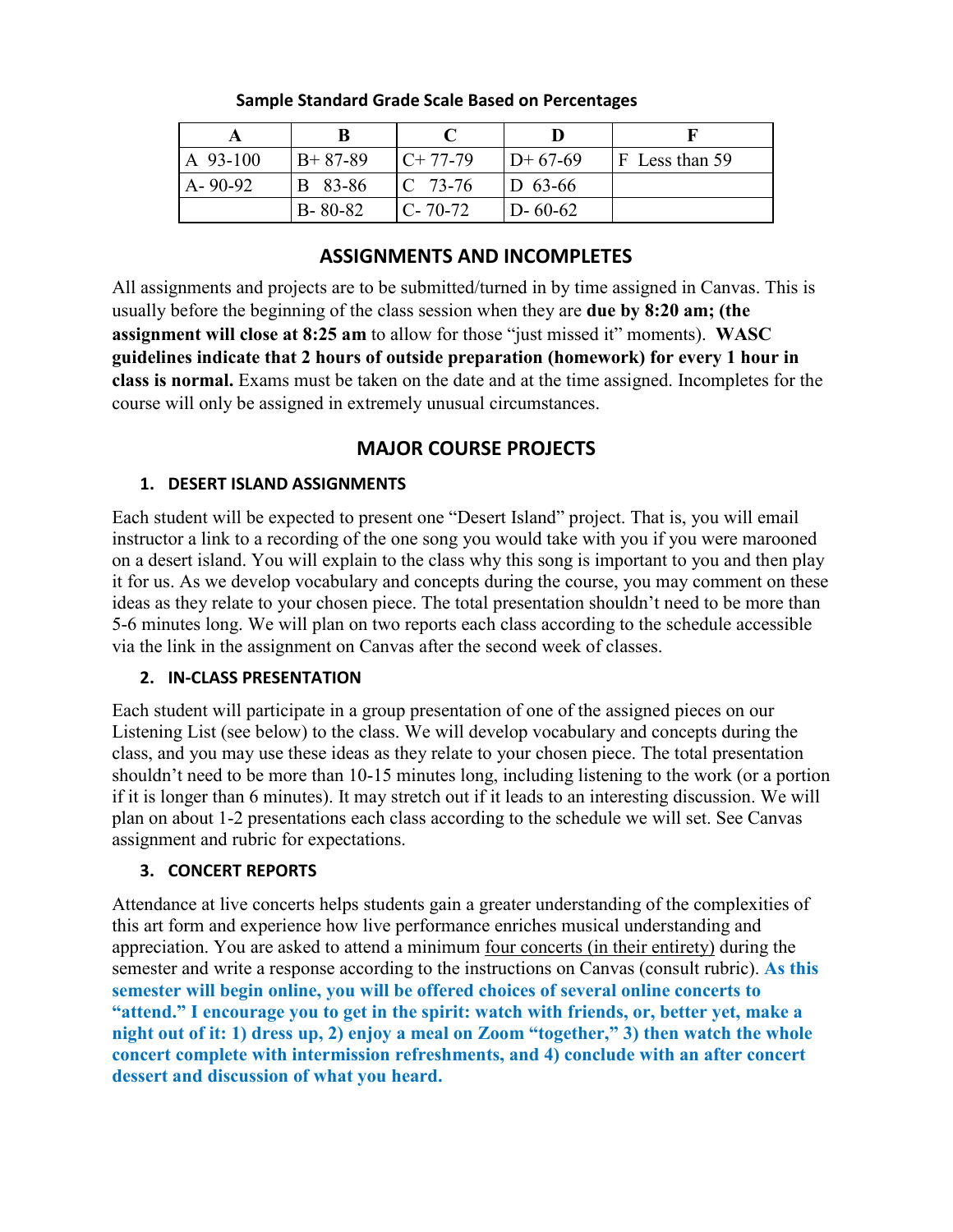**Sample Standard Grade Scale Based on Percentages**

| A | B | C | D | F |
|---|---|---|---|---|
| A 93-100 | B+ 87-89 | C+ 77-79 | D+ 67-69 | F Less than 59 |
| A- 90-92 | B 83-86 | C 73-76 | D 63-66 | |
| | B- 80-82 | C- 70-72 | D- 60-62 | |

## ASSIGNMENTS AND INCOMPLETES

All assignments and projects are to be submitted/turned in by time assigned in Canvas. This is usually before the beginning of the class session when they are **due by 8:20 am; (the assignment will close at 8:25 am** to allow for those "just missed it" moments). **WASC guidelines indicate that 2 hours of outside preparation (homework) for every 1 hour in class is normal.** Exams must be taken on the date and at the time assigned. Incompletes for the course will only be assigned in extremely unusual circumstances.

## MAJOR COURSE PROJECTS

### 1. DESERT ISLAND ASSIGNMENTS

Each student will be expected to present one "Desert Island" project. That is, you will email instructor a link to a recording of the one song you would take with you if you were marooned on a desert island. You will explain to the class why this song is important to you and then play it for us. As we develop vocabulary and concepts during the course, you may comment on these ideas as they relate to your chosen piece. The total presentation shouldn't need to be more than 5-6 minutes long. We will plan on two reports each class according to the schedule accessible via the link in the assignment on Canvas after the second week of classes.

### 2. IN-CLASS PRESENTATION

Each student will participate in a group presentation of one of the assigned pieces on our Listening List (see below) to the class. We will develop vocabulary and concepts during the class, and you may use these ideas as they relate to your chosen piece. The total presentation shouldn't need to be more than 10-15 minutes long, including listening to the work (or a portion if it is longer than 6 minutes). It may stretch out if it leads to an interesting discussion. We will plan on about 1-2 presentations each class according to the schedule we will set. See Canvas assignment and rubric for expectations.

### 3. CONCERT REPORTS

Attendance at live concerts helps students gain a greater understanding of the complexities of this art form and experience how live performance enriches musical understanding and appreciation. You are asked to attend a minimum four concerts (in their entirety) during the semester and write a response according to the instructions on Canvas (consult rubric). **As this semester will begin online, you will be offered choices of several online concerts to "attend." I encourage you to get in the spirit: watch with friends, or, better yet, make a night out of it: 1) dress up, 2) enjoy a meal on Zoom "together," 3) then watch the whole concert complete with intermission refreshments, and 4) conclude with an after concert dessert and discussion of what you heard.**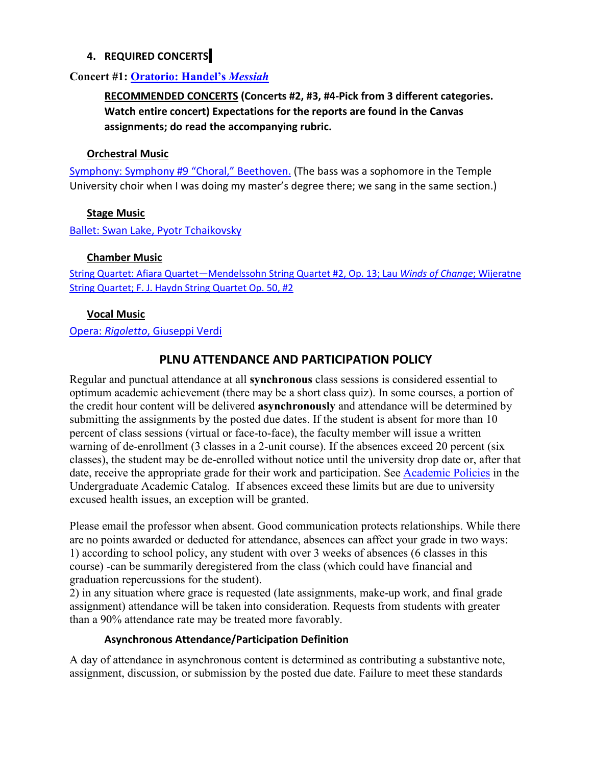### 4. REQUIRED CONCERTS

**Concert #1: [Oratorio: Handel's *Messiah*]**

**RECOMMENDED CONCERTS (Concerts #2, #3, #4-Pick from 3 different categories. Watch entire concert) Expectations for the reports are found in the Canvas assignments; do read the accompanying rubric.**

#### Orchestral Music

Symphony: Symphony #9 "Choral," Beethoven. (The bass was a sophomore in the Temple University choir when I was doing my master's degree there; we sang in the same section.)

#### Stage Music

Ballet: Swan Lake, Pyotr Tchaikovsky

#### Chamber Music

String Quartet: Afiara Quartet—Mendelssohn String Quartet #2, Op. 13; Lau *Winds of Change*; Wijeratne String Quartet; F. J. Haydn String Quartet Op. 50, #2

#### Vocal Music

Opera: *Rigoletto*, Giuseppi Verdi

## PLNU ATTENDANCE AND PARTICIPATION POLICY

Regular and punctual attendance at all **synchronous** class sessions is considered essential to optimum academic achievement (there may be a short class quiz). In some courses, a portion of the credit hour content will be delivered **asynchronously** and attendance will be determined by submitting the assignments by the posted due dates. If the student is absent for more than 10 percent of class sessions (virtual or face-to-face), the faculty member will issue a written warning of de-enrollment (3 classes in a 2-unit course). If the absences exceed 20 percent (six classes), the student may be de-enrolled without notice until the university drop date or, after that date, receive the appropriate grade for their work and participation. See Academic Policies in the Undergraduate Academic Catalog. If absences exceed these limits but are due to university excused health issues, an exception will be granted.

Please email the professor when absent. Good communication protects relationships. While there are no points awarded or deducted for attendance, absences can affect your grade in two ways:
1) according to school policy, any student with over 3 weeks of absences (6 classes in this course) -can be summarily deregistered from the class (which could have financial and graduation repercussions for the student).
2) in any situation where grace is requested (late assignments, make-up work, and final grade assignment) attendance will be taken into consideration. Requests from students with greater than a 90% attendance rate may be treated more favorably.

#### Asynchronous Attendance/Participation Definition

A day of attendance in asynchronous content is determined as contributing a substantive note, assignment, discussion, or submission by the posted due date. Failure to meet these standards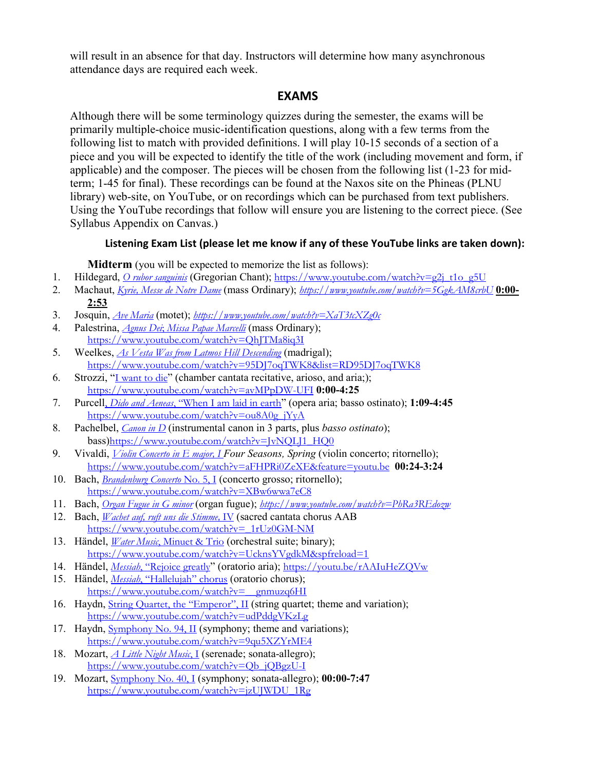will result in an absence for that day. Instructors will determine how many asynchronous attendance days are required each week.

## EXAMS

Although there will be some terminology quizzes during the semester, the exams will be primarily multiple-choice music-identification questions, along with a few terms from the following list to match with provided definitions. I will play 10-15 seconds of a section of a piece and you will be expected to identify the title of the work (including movement and form, if applicable) and the composer. The pieces will be chosen from the following list (1-23 for mid-term; 1-45 for final). These recordings can be found at the Naxos site on the Phineas (PLNU library) web-site, on YouTube, or on recordings which can be purchased from text publishers. Using the YouTube recordings that follow will ensure you are listening to the correct piece. (See Syllabus Appendix on Canvas.)

### Listening Exam List (please let me know if any of these YouTube links are taken down):

**Midterm** (you will be expected to memorize the list as follows):

1. Hildegard, *O rubor sanguinis* (Gregorian Chant); https://www.youtube.com/watch?v=g2j_t1o_g5U
2. Machaut, *Kyrie, Messe de Notre Dame* (mass Ordinary); *https://www.youtube.com/watch?v=5GgkAM8crbU* **0:00-2:53**
3. Josquin, *Ave Maria* (motet); *https://www.youtube.com/watch?v=XaT3tcXZg0c*
4. Palestrina, *Agnus Dei*; *Missa Papae Marcelli* (mass Ordinary); https://www.youtube.com/watch?v=QhJTMa8iq3I
5. Weelkes, *As Vesta Was from Latmos Hill Descending* (madrigal); https://www.youtube.com/watch?v=95DJ7oqTWK8&list=RD95DJ7oqTWK8
6. Strozzi, "I want to die" (chamber cantata recitative, arioso, and aria;); https://www.youtube.com/watch?v=avMPpDW-UFI **0:00-4:25**
7. Purcell, *Dido and Aeneas*, "When I am laid in earth" (opera aria; basso ostinato); **1:09-4:45** https://www.youtube.com/watch?v=ou8A0g_jYyA
8. Pachelbel, *Canon in D* (instrumental canon in 3 parts, plus *basso ostinato*); bass)https://www.youtube.com/watch?v=JvNQLJ1_HQ0
9. Vivaldi, *Violin Concerto in E major, I Four Seasons, Spring* (violin concerto; ritornello); https://www.youtube.com/watch?v=aFHPRi0ZeXE&feature=youtu.be **00:24-3:24**
10. Bach, *Brandenburg Concerto* No. 5, I (concerto grosso; ritornello); https://www.youtube.com/watch?v=XBw6wwa7eC8
11. Bach, *Organ Fugue in G minor* (organ fugue); *https://www.youtube.com/watch?v=PhRa3REdozw*
12. Bach, *Wachet auf, ruft uns die Stimme*, IV (sacred cantata chorus AAB https://www.youtube.com/watch?v=_1rUz0GM-NM
13. Händel, *Water Music*, Minuet & Trio (orchestral suite; binary); https://www.youtube.com/watch?v=UcknsYVgdkM&spfreload=1
14. Händel, *Messiah*, "Rejoice greatly" (oratorio aria); https://youtu.be/rAAIuHeZQVw
15. Händel, *Messiah*, "Hallelujah" chorus (oratorio chorus); https://www.youtube.com/watch?v=__gnmuzq6HI
16. Haydn, String Quartet, the "Emperor", II (string quartet; theme and variation); https://www.youtube.com/watch?v=udPddgVKzLg
17. Haydn, Symphony No. 94, II (symphony; theme and variations); https://www.youtube.com/watch?v=9qu5XZYrME4
18. Mozart, *A Little Night Music*, I (serenade; sonata-allegro); https://www.youtube.com/watch?v=Qb_jQBgzU-I
19. Mozart, Symphony No. 40, I (symphony; sonata-allegro); **00:00-7:47** https://www.youtube.com/watch?v=jzUJWDU_1Rg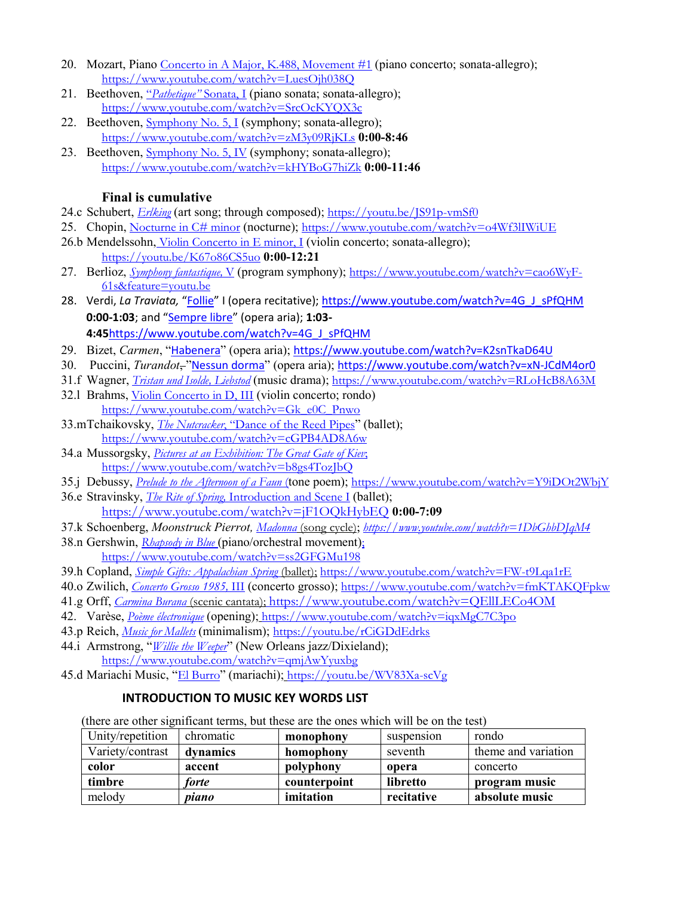20. Mozart, Piano Concerto in A Major, K.488, Movement #1 (piano concerto; sonata-allegro); https://www.youtube.com/watch?v=LuesOjh038Q
21. Beethoven, *"Pathetique"* Sonata, I (piano sonata; sonata-allegro); https://www.youtube.com/watch?v=SrcOcKYQX3c
22. Beethoven, Symphony No. 5, I (symphony; sonata-allegro); https://www.youtube.com/watch?v=zM3y09RjKLs **0:00-8:46**
23. Beethoven, Symphony No. 5, IV (symphony; sonata-allegro); https://www.youtube.com/watch?v=kHYBoG7hiZk **0:00-11:46**

**Final is cumulative**

24.c Schubert, *Erlking* (art song; through composed); https://youtu.be/JS91p-vmSf0

25. Chopin, Nocturne in C# minor (nocturne); https://www.youtube.com/watch?v=o4Wf3lIWiUE

26.b Mendelssohn, Violin Concerto in E minor, I (violin concerto; sonata-allegro); https://youtu.be/K67o86CS5uo **0:00-12:21**

27. Berlioz, *Symphony fantastique,* V (program symphony); https://www.youtube.com/watch?v=cao6WyF-61s&feature=youtu.be

28. Verdi, *La Traviata,* "Follie" I (opera recitative); https://www.youtube.com/watch?v=4G_J_sPfQHM **0:00-1:03**; and "Sempre libre" (opera aria); **1:03-4:45**https://www.youtube.com/watch?v=4G_J_sPfQHM

29. Bizet, *Carmen*, "Habenera" (opera aria); https://www.youtube.com/watch?v=K2snTkaD64U

30. Puccini, *Turandot*, "Nessun dorma" (opera aria); https://www.youtube.com/watch?v=xN-JCdM4or0

31.f Wagner, *Tristan und Isolde, Liebstod* (music drama); https://www.youtube.com/watch?v=RLoHcB8A63M

32.l Brahms, Violin Concerto in D, III (violin concerto; rondo) https://www.youtube.com/watch?v=Gk_e0C_Pnwo

33.m Tchaikovsky, *The Nutcracker*, "Dance of the Reed Pipes" (ballet); https://www.youtube.com/watch?v=cGPB4AD8A6w

34.a Mussorgsky, *Pictures at an Exhibition: The Great Gate of Kiev*; https://www.youtube.com/watch?v=b8gs4TozJbQ

35.j Debussy, *Prelude to the Afternoon of a Faun* (tone poem); https://www.youtube.com/watch?v=Y9iDOt2WbjY

36.e Stravinsky, *The Rite of Spring*, Introduction and Scene I (ballet); https://www.youtube.com/watch?v=jF1OQkHybEQ **0:00-7:09**

37.k Schoenberg, *Moonstruck Pierrot,* Madonna (song cycle); https://www.youtube.com/watch?v=1DbGhbDJqM4

38.n Gershwin, *Rhapsody in Blue* (piano/orchestral movement); https://www.youtube.com/watch?v=ss2GFGMu198

39.h Copland, *Simple Gifts: Appalachian Spring* (ballet); https://www.youtube.com/watch?v=FW-t9Lqa1rE

40.o Zwilich, *Concerto Grosso 1985,* III (concerto grosso); https://www.youtube.com/watch?v=fmKTAKQFpkw

41.g Orff, *Carmina Burana* (scenic cantata); https://www.youtube.com/watch?v=QEllLECo4OM

42. Varèse, *Poème électronique* (opening); https://www.youtube.com/watch?v=iqxMgC7C3po

43.p Reich, *Music for Mallets* (minimalism); https://youtu.be/rCiGDdEdrks

44.i Armstrong, "*Willie the Weeper*" (New Orleans jazz/Dixieland); https://www.youtube.com/watch?v=qmjAwYyuxbg

45.d Mariachi Music, "El Burro" (mariachi); https://youtu.be/WV83Xa-scVg

## INTRODUCTION TO MUSIC KEY WORDS LIST

(there are other significant terms, but these are the ones which will be on the test)

| Unity/repetition | chromatic | **monophony** | suspension | rondo |
|---|---|---|---|---|
| Variety/contrast | **dynamics** | **homophony** | seventh | theme and variation |
| **color** | accent | **polyphony** | **opera** | concerto |
| **timbre** | ***forte*** | **counterpoint** | **libretto** | **program music** |
| melody | ***piano*** | **imitation** | **recitative** | **absolute music** |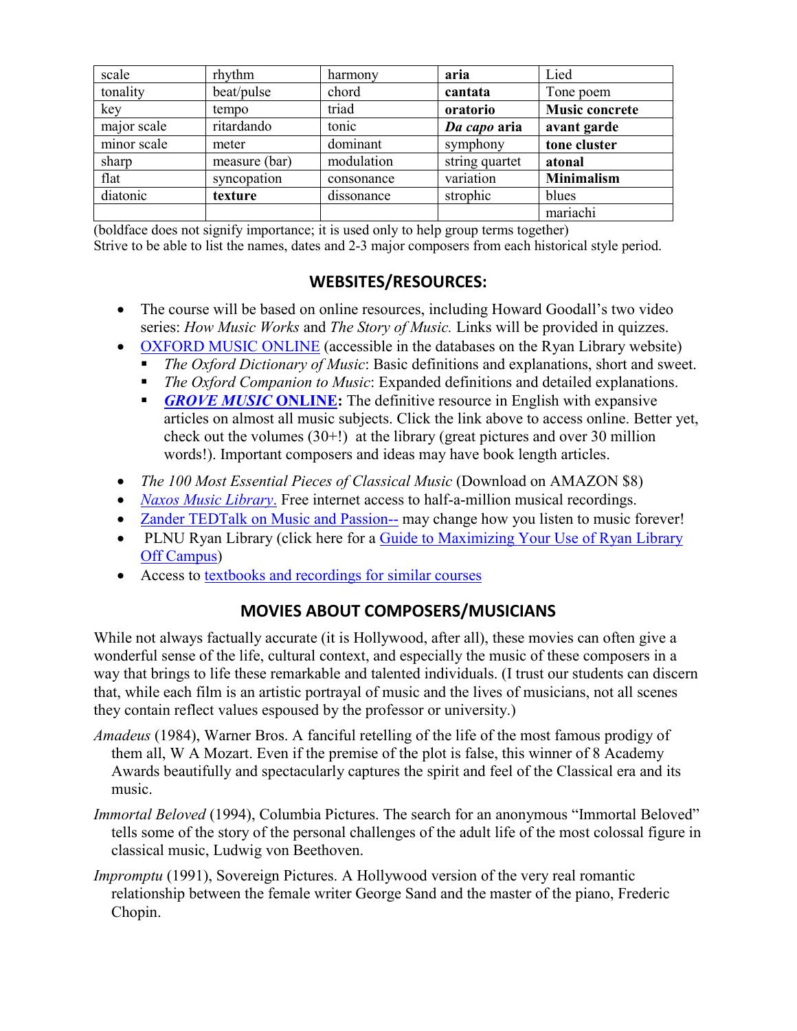| scale | rhythm | harmony | **aria** | Lied |
|---|---|---|---|---|
| tonality | beat/pulse | chord | **cantata** | Tone poem |
| key | tempo | triad | **oratorio** | **Music concrete** |
| major scale | ritardando | tonic | ***Da capo* aria** | **avant garde** |
| minor scale | meter | dominant | symphony | **tone cluster** |
| sharp | measure (bar) | modulation | string quartet | **atonal** |
| flat | syncopation | consonance | variation | **Minimalism** |
| diatonic | **texture** | dissonance | strophic | blues |
| | | | | mariachi |

(boldface does not signify importance; it is used only to help group terms together)
Strive to be able to list the names, dates and 2-3 major composers from each historical style period.

## WEBSITES/RESOURCES:

- The course will be based on online resources, including Howard Goodall's two video series: *How Music Works* and *The Story of Music.* Links will be provided in quizzes.
- OXFORD MUSIC ONLINE (accessible in the databases on the Ryan Library website)
  - *The Oxford Dictionary of Music*: Basic definitions and explanations, short and sweet.
  - *The Oxford Companion to Music*: Expanded definitions and detailed explanations.
  - ***GROVE MUSIC* ONLINE:** The definitive resource in English with expansive articles on almost all music subjects. Click the link above to access online. Better yet, check out the volumes (30+!) at the library (great pictures and over 30 million words!). Important composers and ideas may have book length articles.
- *The 100 Most Essential Pieces of Classical Music* (Download on AMAZON $8)
- *Naxos Music Library*. Free internet access to half-a-million musical recordings.
- Zander TEDTalk on Music and Passion-- may change how you listen to music forever!
- PLNU Ryan Library (click here for a Guide to Maximizing Your Use of Ryan Library Off Campus)
- Access to textbooks and recordings for similar courses

## MOVIES ABOUT COMPOSERS/MUSICIANS

While not always factually accurate (it is Hollywood, after all), these movies can often give a wonderful sense of the life, cultural context, and especially the music of these composers in a way that brings to life these remarkable and talented individuals. (I trust our students can discern that, while each film is an artistic portrayal of music and the lives of musicians, not all scenes they contain reflect values espoused by the professor or university.)

*Amadeus* (1984), Warner Bros. A fanciful retelling of the life of the most famous prodigy of them all, W A Mozart. Even if the premise of the plot is false, this winner of 8 Academy Awards beautifully and spectacularly captures the spirit and feel of the Classical era and its music.

*Immortal Beloved* (1994), Columbia Pictures. The search for an anonymous "Immortal Beloved" tells some of the story of the personal challenges of the adult life of the most colossal figure in classical music, Ludwig von Beethoven.

*Impromptu* (1991), Sovereign Pictures. A Hollywood version of the very real romantic relationship between the female writer George Sand and the master of the piano, Frederic Chopin.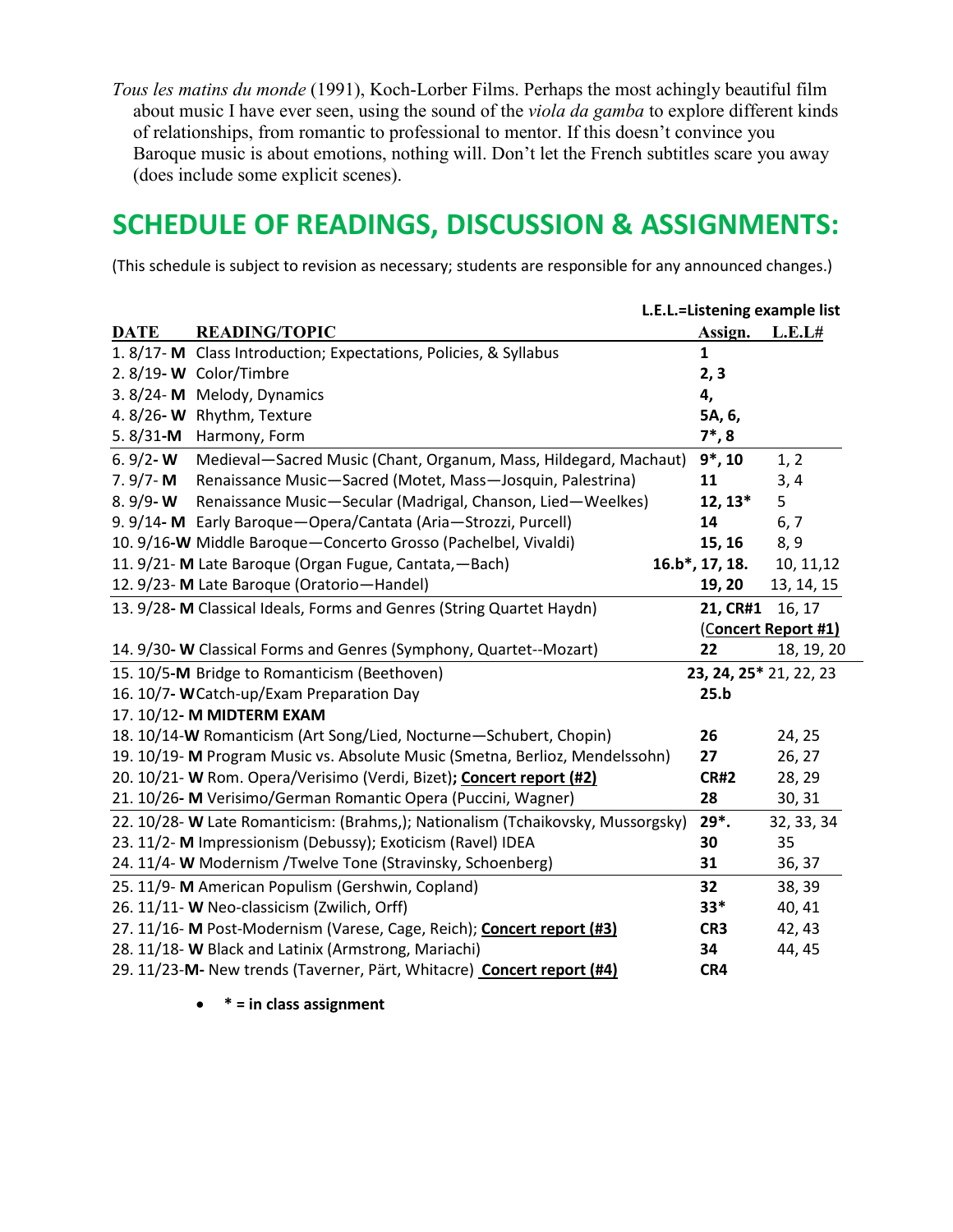*Tous les matins du monde* (1991), Koch-Lorber Films. Perhaps the most achingly beautiful film about music I have ever seen, using the sound of the *viola da gamba* to explore different kinds of relationships, from romantic to professional to mentor. If this doesn't convince you Baroque music is about emotions, nothing will. Don't let the French subtitles scare you away (does include some explicit scenes).

## SCHEDULE OF READINGS, DISCUSSION & ASSIGNMENTS:

(This schedule is subject to revision as necessary; students are responsible for any announced changes.)

**L.E.L.=Listening example list**

| DATE | READING/TOPIC | Assign. | L.E.L# |
|---|---|---|---|
| 1. 8/17- **M** | Class Introduction; Expectations, Policies, & Syllabus | **1** | |
| 2. 8/19- **W** | Color/Timbre | **2, 3** | |
| 3. 8/24- **M** | Melody, Dynamics | **4,** | |
| 4. 8/26- **W** | Rhythm, Texture | **5A, 6,** | |
| 5. 8/31-**M** | Harmony, Form | **7*, 8** | |
| 6. 9/2- **W** | Medieval—Sacred Music (Chant, Organum, Mass, Hildegard, Machaut) | **9*, 10** | 1, 2 |
| 7. 9/7- **M** | Renaissance Music—Sacred (Motet, Mass—Josquin, Palestrina) | **11** | 3, 4 |
| 8. 9/9- **W** | Renaissance Music—Secular (Madrigal, Chanson, Lied—Weelkes) | **12, 13*** | 5 |
| 9. 9/14- **M** | Early Baroque—Opera/Cantata (Aria—Strozzi, Purcell) | **14** | 6, 7 |
| 10. 9/16-**W** | Middle Baroque—Concerto Grosso (Pachelbel, Vivaldi) | **15, 16** | 8, 9 |
| 11. 9/21- **M** | Late Baroque (Organ Fugue, Cantata,—Bach) | **16.b*, 17, 18.** | 10, 11,12 |
| 12. 9/23- **M** | Late Baroque (Oratorio—Handel) | **19, 20** | 13, 14, 15 |
| 13. 9/28- **M** | Classical Ideals, Forms and Genres (String Quartet Haydn) | **21, CR#1** (**Concert Report #1)** | 16, 17 |
| 14. 9/30- **W** | Classical Forms and Genres (Symphony, Quartet--Mozart) | **22** | 18, 19, 20 |
| 15. 10/5-**M** | Bridge to Romanticism (Beethoven) | **23, 24, 25*** | 21, 22, 23 |
| 16. 10/7- **W** | Catch-up/Exam Preparation Day | **25.b** | |
| 17. 10/12- **M** | **MIDTERM EXAM** | | |
| 18. 10/14-**W** | Romanticism (Art Song/Lied, Nocturne—Schubert, Chopin) | **26** | 24, 25 |
| 19. 10/19- **M** | Program Music vs. Absolute Music (Smetna, Berlioz, Mendelssohn) | **27** | 26, 27 |
| 20. 10/21- **W** | Rom. Opera/Verisimo (Verdi, Bizet); **Concert report (#2)** | **CR#2** | 28, 29 |
| 21. 10/26- **M** | Verisimo/German Romantic Opera (Puccini, Wagner) | **28** | 30, 31 |
| 22. 10/28- **W** | Late Romanticism: (Brahms,); Nationalism (Tchaikovsky, Mussorgsky) | **29*.** | 32, 33, 34 |
| 23. 11/2- **M** | Impressionism (Debussy); Exoticism (Ravel) IDEA | **30** | 35 |
| 24. 11/4- **W** | Modernism /Twelve Tone (Stravinsky, Schoenberg) | **31** | 36, 37 |
| 25. 11/9- **M** | American Populism (Gershwin, Copland) | **32** | 38, 39 |
| 26. 11/11- **W** | Neo-classicism (Zwilich, Orff) | **33*** | 40, 41 |
| 27. 11/16- **M** | Post-Modernism (Varese, Cage, Reich); **Concert report (#3)** | **CR3** | 42, 43 |
| 28. 11/18- **W** | Black and Latinix (Armstrong, Mariachi) | **34** | 44, 45 |
| 29. 11/23-**M**- | New trends (Taverner, Pärt, Whitacre) **Concert report (#4)** | **CR4** | |

- **\* = in class assignment**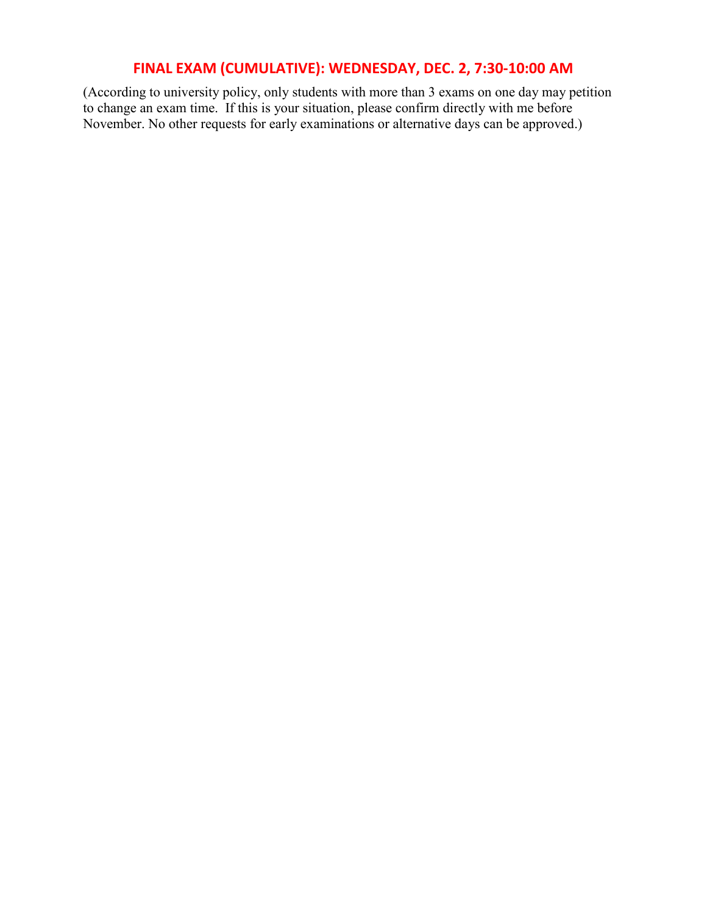## FINAL EXAM (CUMULATIVE): WEDNESDAY, DEC. 2, 7:30-10:00 AM

(According to university policy, only students with more than 3 exams on one day may petition to change an exam time. If this is your situation, please confirm directly with me before November. No other requests for early examinations or alternative days can be approved.)